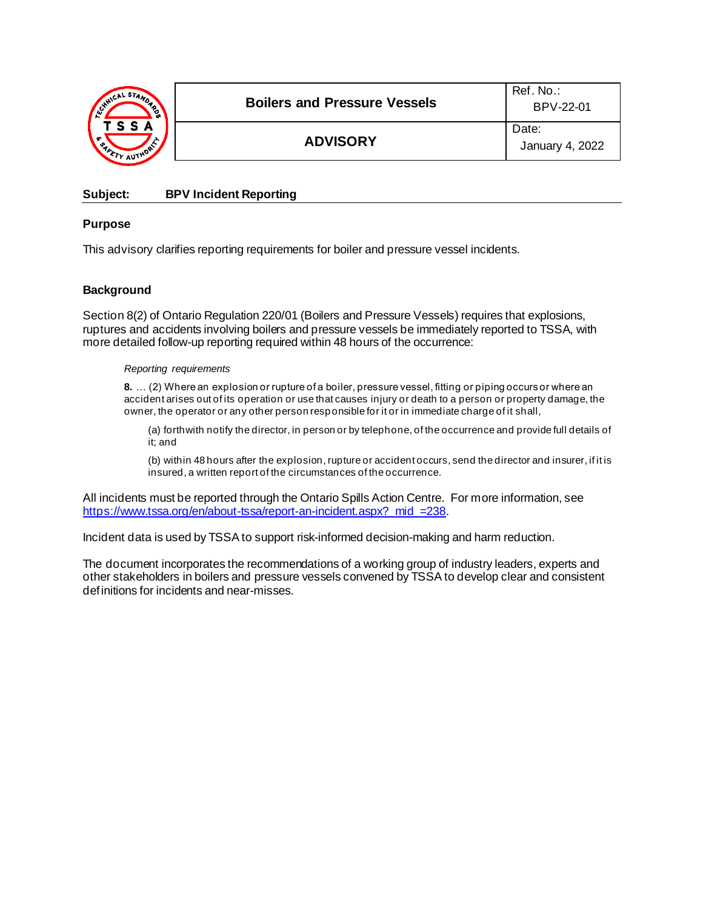| Boilers and Pressure Vessels | Ref. No.: BPV-22-01 |
|---|---|
| **ADVISORY** | Date: January 4, 2022 |

**Subject:** **BPV Incident Reporting**

## Purpose

This advisory clarifies reporting requirements for boiler and pressure vessel incidents.

## Background

Section 8(2) of Ontario Regulation 220/01 (Boilers and Pressure Vessels) requires that explosions, ruptures and accidents involving boilers and pressure vessels be immediately reported to TSSA, with more detailed follow-up reporting required within 48 hours of the occurrence:

> *Reporting requirements*
>
> **8.** … (2) Where an explosion or rupture of a boiler, pressure vessel, fitting or piping occurs or where an accident arises out of its operation or use that causes injury or death to a person or property damage, the owner, the operator or any other person responsible for it or in immediate charge of it shall,
>
> (a) forthwith notify the director, in person or by telephone, of the occurrence and provide full details of it; and
>
> (b) within 48 hours after the explosion, rupture or accident occurs, send the director and insurer, if it is insured, a written report of the circumstances of the occurrence.

All incidents must be reported through the Ontario Spills Action Centre. For more information, see https://www.tssa.org/en/about-tssa/report-an-incident.aspx?_mid_=238.

Incident data is used by TSSA to support risk-informed decision-making and harm reduction.

The document incorporates the recommendations of a working group of industry leaders, experts and other stakeholders in boilers and pressure vessels convened by TSSA to develop clear and consistent definitions for incidents and near-misses.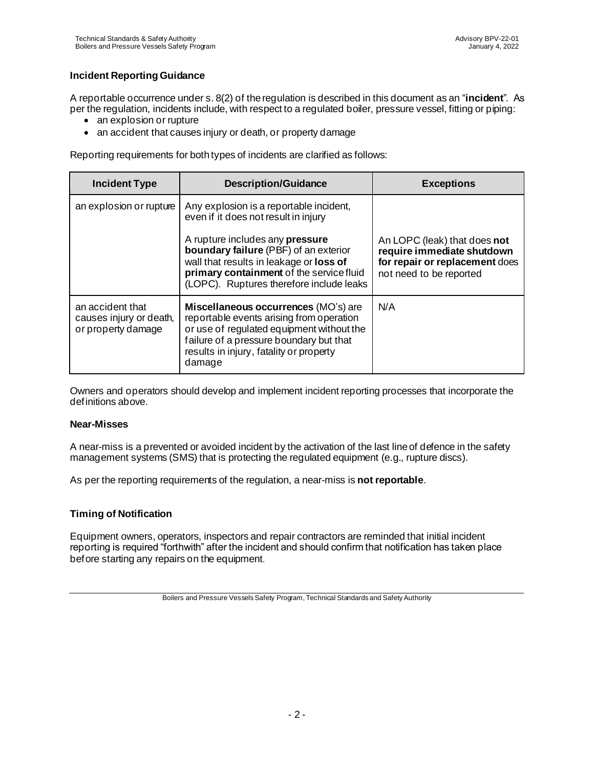### Incident Reporting Guidance

A reportable occurrence under s. 8(2) of the regulation is described in this document as an "**incident**". As per the regulation, incidents include, with respect to a regulated boiler, pressure vessel, fitting or piping:

- an explosion or rupture
- an accident that causes injury or death, or property damage

Reporting requirements for both types of incidents are clarified as follows:

| Incident Type | Description/Guidance | Exceptions |
|---|---|---|
| an explosion or rupture | Any explosion is a reportable incident, even if it does not result in injury<br><br>A rupture includes any **pressure boundary failure** (PBF) of an exterior wall that results in leakage or **loss of primary containment** of the service fluid (LOPC). Ruptures therefore include leaks | An LOPC (leak) that does **not require immediate shutdown for repair or replacement** does not need to be reported |
| an accident that causes injury or death, or property damage | **Miscellaneous occurrences** (MO's) are reportable events arising from operation or use of regulated equipment without the failure of a pressure boundary but that results in injury, fatality or property damage | N/A |

Owners and operators should develop and implement incident reporting processes that incorporate the definitions above.

### Near-Misses

A near-miss is a prevented or avoided incident by the activation of the last line of defence in the safety management systems (SMS) that is protecting the regulated equipment (e.g., rupture discs).

As per the reporting requirements of the regulation, a near-miss is **not reportable**.

### Timing of Notification

Equipment owners, operators, inspectors and repair contractors are reminded that initial incident reporting is required "forthwith" after the incident and should confirm that notification has taken place before starting any repairs on the equipment.